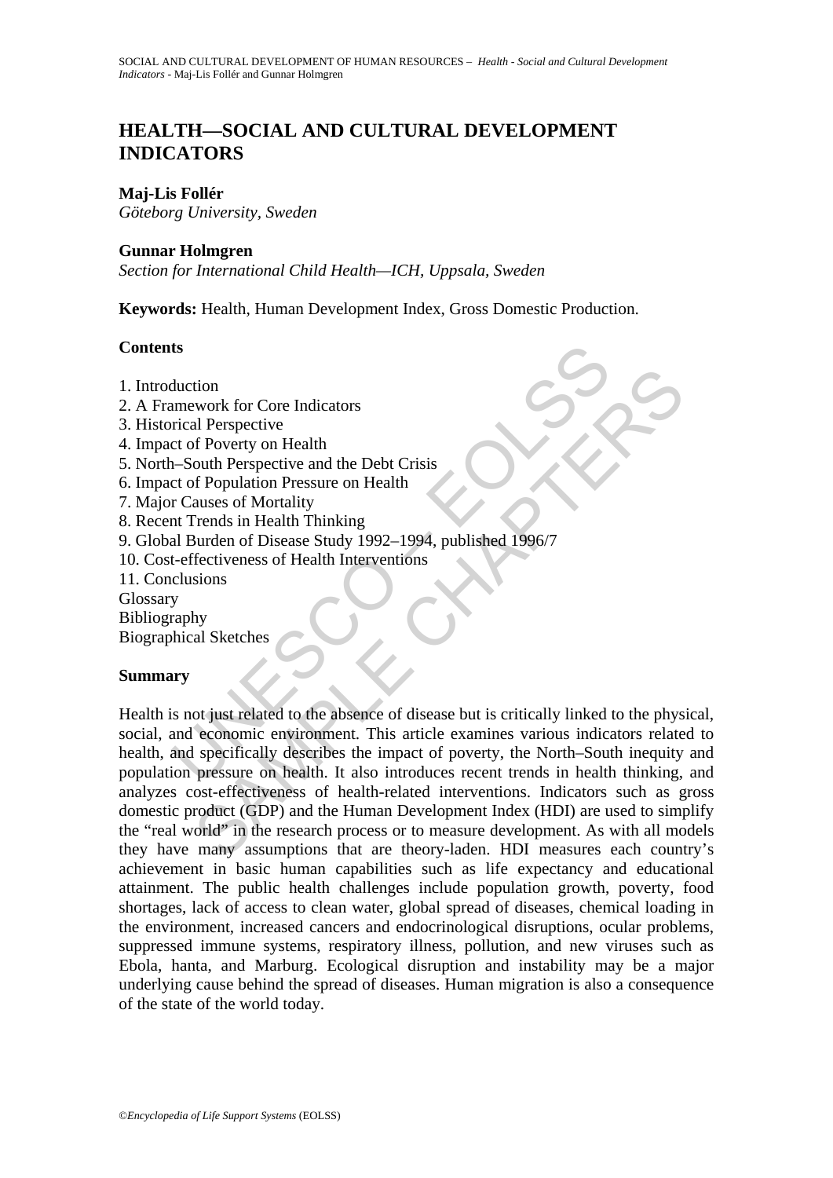# HEALTH—SOCIAL AND CULTURAL DEVELOPMENT INDICATORS

**Maj-Lis Follér**
*Göteborg University, Sweden*

**Gunnar Holmgren**
*Section for International Child Health—ICH, Uppsala, Sweden*

**Keywords:** Health, Human Development Index, Gross Domestic Production.

## Contents

1. Introduction
2. A Framework for Core Indicators
3. Historical Perspective
4. Impact of Poverty on Health
5. North–South Perspective and the Debt Crisis
6. Impact of Population Pressure on Health
7. Major Causes of Mortality
8. Recent Trends in Health Thinking
9. Global Burden of Disease Study 1992–1994, published 1996/7
10. Cost-effectiveness of Health Interventions
11. Conclusions

Glossary
Bibliography
Biographical Sketches

## Summary

Health is not just related to the absence of disease but is critically linked to the physical, social, and economic environment. This article examines various indicators related to health, and specifically describes the impact of poverty, the North–South inequity and population pressure on health. It also introduces recent trends in health thinking, and analyzes cost-effectiveness of health-related interventions. Indicators such as gross domestic product (GDP) and the Human Development Index (HDI) are used to simplify the "real world" in the research process or to measure development. As with all models they have many assumptions that are theory-laden. HDI measures each country's achievement in basic human capabilities such as life expectancy and educational attainment. The public health challenges include population growth, poverty, food shortages, lack of access to clean water, global spread of diseases, chemical loading in the environment, increased cancers and endocrinological disruptions, ocular problems, suppressed immune systems, respiratory illness, pollution, and new viruses such as Ebola, hanta, and Marburg. Ecological disruption and instability may be a major underlying cause behind the spread of diseases. Human migration is also a consequence of the state of the world today.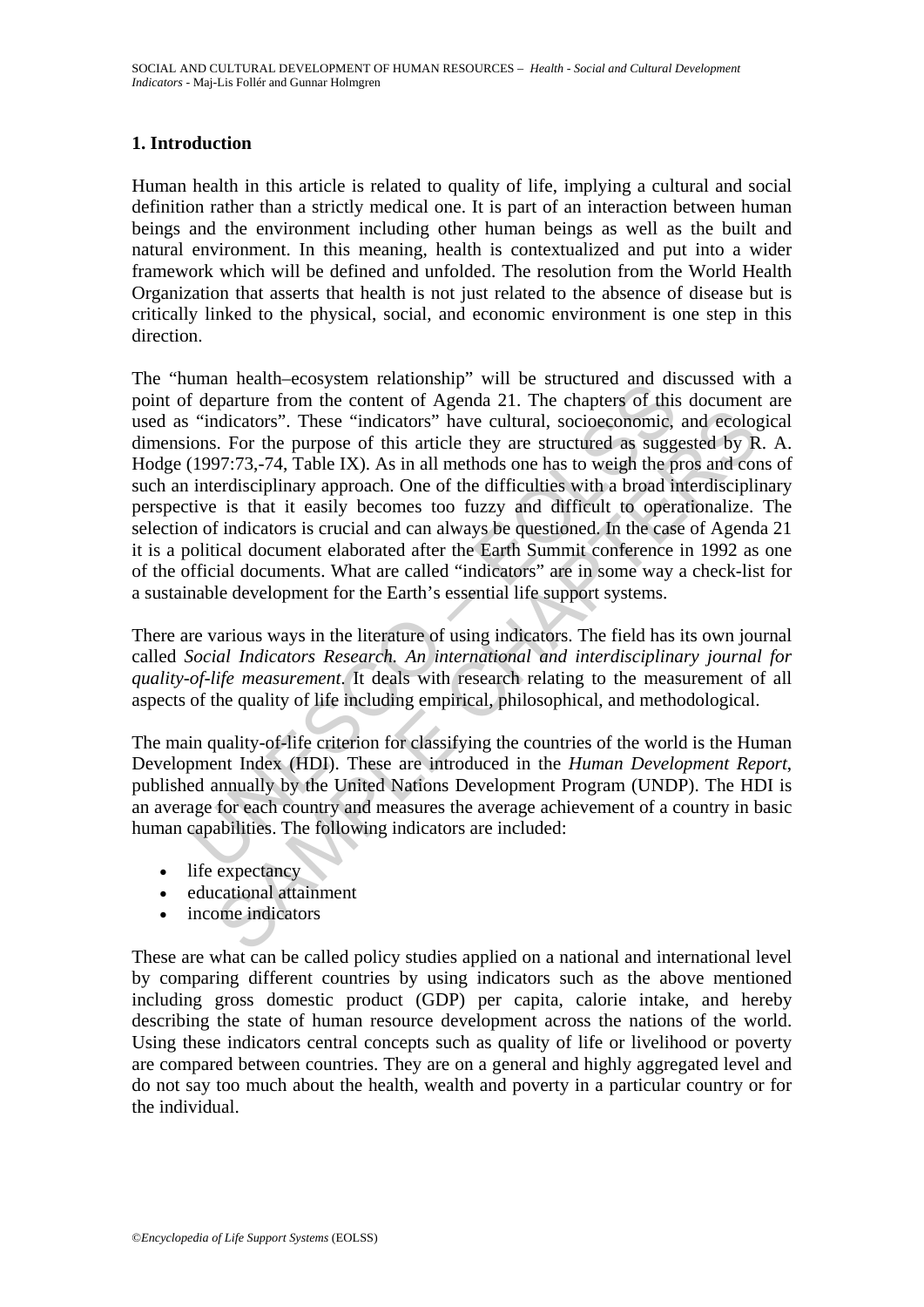## 1. Introduction

Human health in this article is related to quality of life, implying a cultural and social definition rather than a strictly medical one. It is part of an interaction between human beings and the environment including other human beings as well as the built and natural environment. In this meaning, health is contextualized and put into a wider framework which will be defined and unfolded. The resolution from the World Health Organization that asserts that health is not just related to the absence of disease but is critically linked to the physical, social, and economic environment is one step in this direction.

The "human health–ecosystem relationship" will be structured and discussed with a point of departure from the content of Agenda 21. The chapters of this document are used as "indicators". These "indicators" have cultural, socioeconomic, and ecological dimensions. For the purpose of this article they are structured as suggested by R. A. Hodge (1997:73,-74, Table IX). As in all methods one has to weigh the pros and cons of such an interdisciplinary approach. One of the difficulties with a broad interdisciplinary perspective is that it easily becomes too fuzzy and difficult to operationalize. The selection of indicators is crucial and can always be questioned. In the case of Agenda 21 it is a political document elaborated after the Earth Summit conference in 1992 as one of the official documents. What are called "indicators" are in some way a check-list for a sustainable development for the Earth's essential life support systems.

There are various ways in the literature of using indicators. The field has its own journal called *Social Indicators Research. An international and interdisciplinary journal for quality-of-life measurement*. It deals with research relating to the measurement of all aspects of the quality of life including empirical, philosophical, and methodological.

The main quality-of-life criterion for classifying the countries of the world is the Human Development Index (HDI). These are introduced in the *Human Development Report*, published annually by the United Nations Development Program (UNDP). The HDI is an average for each country and measures the average achievement of a country in basic human capabilities. The following indicators are included:

- life expectancy
- educational attainment
- income indicators

These are what can be called policy studies applied on a national and international level by comparing different countries by using indicators such as the above mentioned including gross domestic product (GDP) per capita, calorie intake, and hereby describing the state of human resource development across the nations of the world. Using these indicators central concepts such as quality of life or livelihood or poverty are compared between countries. They are on a general and highly aggregated level and do not say too much about the health, wealth and poverty in a particular country or for the individual.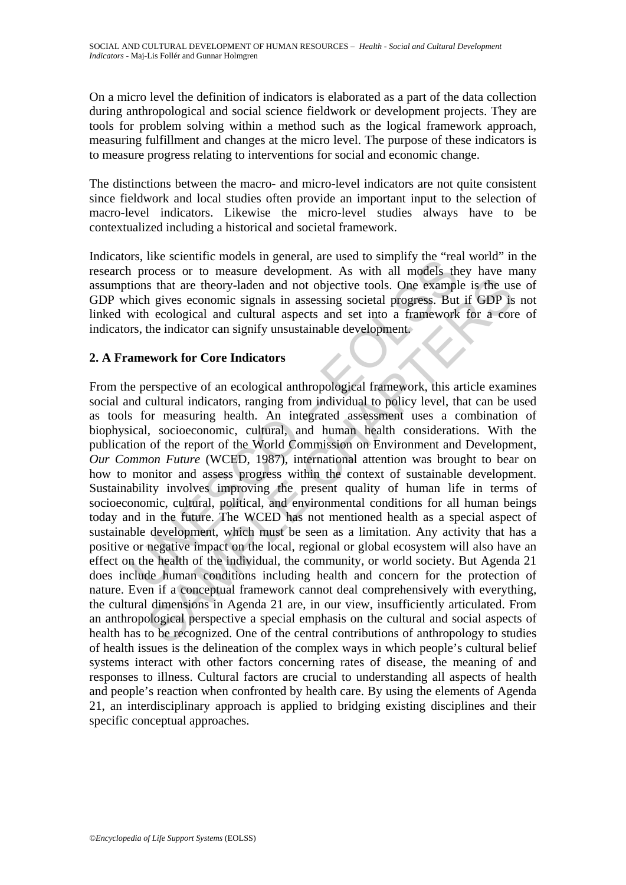On a micro level the definition of indicators is elaborated as a part of the data collection during anthropological and social science fieldwork or development projects. They are tools for problem solving within a method such as the logical framework approach, measuring fulfillment and changes at the micro level. The purpose of these indicators is to measure progress relating to interventions for social and economic change.

The distinctions between the macro- and micro-level indicators are not quite consistent since fieldwork and local studies often provide an important input to the selection of macro-level indicators. Likewise the micro-level studies always have to be contextualized including a historical and societal framework.

Indicators, like scientific models in general, are used to simplify the "real world" in the research process or to measure development. As with all models they have many assumptions that are theory-laden and not objective tools. One example is the use of GDP which gives economic signals in assessing societal progress. But if GDP is not linked with ecological and cultural aspects and set into a framework for a core of indicators, the indicator can signify unsustainable development.

## 2. A Framework for Core Indicators

From the perspective of an ecological anthropological framework, this article examines social and cultural indicators, ranging from individual to policy level, that can be used as tools for measuring health. An integrated assessment uses a combination of biophysical, socioeconomic, cultural, and human health considerations. With the publication of the report of the World Commission on Environment and Development, *Our Common Future* (WCED, 1987), international attention was brought to bear on how to monitor and assess progress within the context of sustainable development. Sustainability involves improving the present quality of human life in terms of socioeconomic, cultural, political, and environmental conditions for all human beings today and in the future. The WCED has not mentioned health as a special aspect of sustainable development, which must be seen as a limitation. Any activity that has a positive or negative impact on the local, regional or global ecosystem will also have an effect on the health of the individual, the community, or world society. But Agenda 21 does include human conditions including health and concern for the protection of nature. Even if a conceptual framework cannot deal comprehensively with everything, the cultural dimensions in Agenda 21 are, in our view, insufficiently articulated. From an anthropological perspective a special emphasis on the cultural and social aspects of health has to be recognized. One of the central contributions of anthropology to studies of health issues is the delineation of the complex ways in which people's cultural belief systems interact with other factors concerning rates of disease, the meaning of and responses to illness. Cultural factors are crucial to understanding all aspects of health and people's reaction when confronted by health care. By using the elements of Agenda 21, an interdisciplinary approach is applied to bridging existing disciplines and their specific conceptual approaches.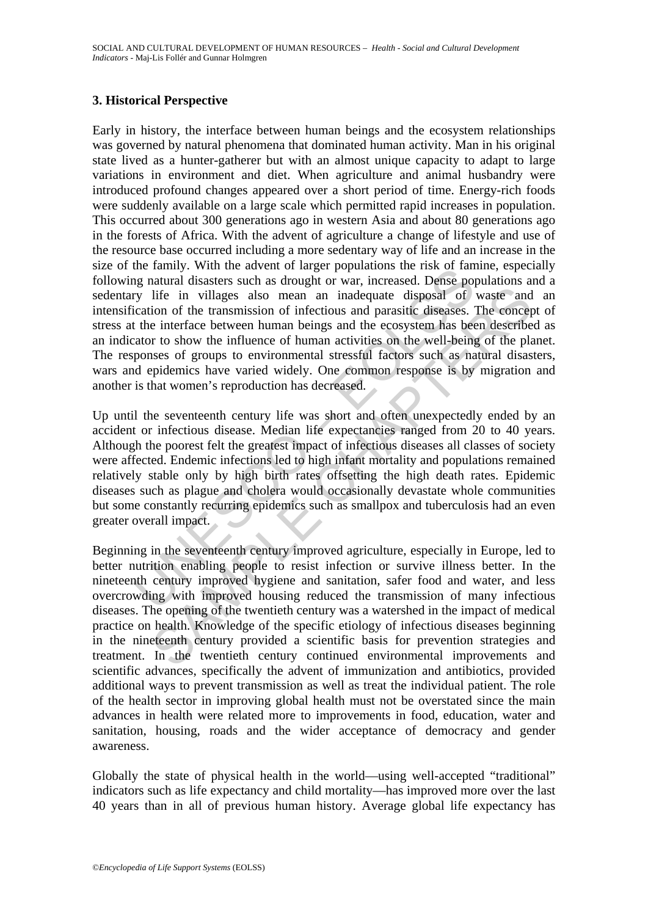### 3. Historical Perspective

Early in history, the interface between human beings and the ecosystem relationships was governed by natural phenomena that dominated human activity. Man in his original state lived as a hunter-gatherer but with an almost unique capacity to adapt to large variations in environment and diet. When agriculture and animal husbandry were introduced profound changes appeared over a short period of time. Energy-rich foods were suddenly available on a large scale which permitted rapid increases in population. This occurred about 300 generations ago in western Asia and about 80 generations ago in the forests of Africa. With the advent of agriculture a change of lifestyle and use of the resource base occurred including a more sedentary way of life and an increase in the size of the family. With the advent of larger populations the risk of famine, especially following natural disasters such as drought or war, increased. Dense populations and a sedentary life in villages also mean an inadequate disposal of waste and an intensification of the transmission of infectious and parasitic diseases. The concept of stress at the interface between human beings and the ecosystem has been described as an indicator to show the influence of human activities on the well-being of the planet. The responses of groups to environmental stressful factors such as natural disasters, wars and epidemics have varied widely. One common response is by migration and another is that women's reproduction has decreased.

Up until the seventeenth century life was short and often unexpectedly ended by an accident or infectious disease. Median life expectancies ranged from 20 to 40 years. Although the poorest felt the greatest impact of infectious diseases all classes of society were affected. Endemic infections led to high infant mortality and populations remained relatively stable only by high birth rates offsetting the high death rates. Epidemic diseases such as plague and cholera would occasionally devastate whole communities but some constantly recurring epidemics such as smallpox and tuberculosis had an even greater overall impact.

Beginning in the seventeenth century improved agriculture, especially in Europe, led to better nutrition enabling people to resist infection or survive illness better. In the nineteenth century improved hygiene and sanitation, safer food and water, and less overcrowding with improved housing reduced the transmission of many infectious diseases. The opening of the twentieth century was a watershed in the impact of medical practice on health. Knowledge of the specific etiology of infectious diseases beginning in the nineteenth century provided a scientific basis for prevention strategies and treatment. In the twentieth century continued environmental improvements and scientific advances, specifically the advent of immunization and antibiotics, provided additional ways to prevent transmission as well as treat the individual patient. The role of the health sector in improving global health must not be overstated since the main advances in health were related more to improvements in food, education, water and sanitation, housing, roads and the wider acceptance of democracy and gender awareness.

Globally the state of physical health in the world—using well-accepted "traditional" indicators such as life expectancy and child mortality—has improved more over the last 40 years than in all of previous human history. Average global life expectancy has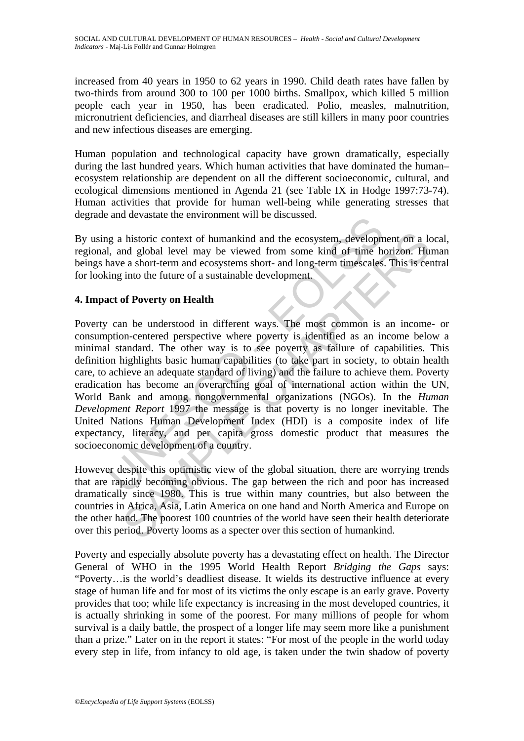increased from 40 years in 1950 to 62 years in 1990. Child death rates have fallen by two-thirds from around 300 to 100 per 1000 births. Smallpox, which killed 5 million people each year in 1950, has been eradicated. Polio, measles, malnutrition, micronutrient deficiencies, and diarrheal diseases are still killers in many poor countries and new infectious diseases are emerging.

Human population and technological capacity have grown dramatically, especially during the last hundred years. Which human activities that have dominated the human–ecosystem relationship are dependent on all the different socioeconomic, cultural, and ecological dimensions mentioned in Agenda 21 (see Table IX in Hodge 1997:73-74). Human activities that provide for human well-being while generating stresses that degrade and devastate the environment will be discussed.

By using a historic context of humankind and the ecosystem, development on a local, regional, and global level may be viewed from some kind of time horizon. Human beings have a short-term and ecosystems short- and long-term timescales. This is central for looking into the future of a sustainable development.

## 4. Impact of Poverty on Health

Poverty can be understood in different ways. The most common is an income- or consumption-centered perspective where poverty is identified as an income below a minimal standard. The other way is to see poverty as failure of capabilities. This definition highlights basic human capabilities (to take part in society, to obtain health care, to achieve an adequate standard of living) and the failure to achieve them. Poverty eradication has become an overarching goal of international action within the UN, World Bank and among nongovernmental organizations (NGOs). In the *Human Development Report* 1997 the message is that poverty is no longer inevitable. The United Nations Human Development Index (HDI) is a composite index of life expectancy, literacy, and per capita gross domestic product that measures the socioeconomic development of a country.

However despite this optimistic view of the global situation, there are worrying trends that are rapidly becoming obvious. The gap between the rich and poor has increased dramatically since 1980. This is true within many countries, but also between the countries in Africa, Asia, Latin America on one hand and North America and Europe on the other hand. The poorest 100 countries of the world have seen their health deteriorate over this period. Poverty looms as a specter over this section of humankind.

Poverty and especially absolute poverty has a devastating effect on health. The Director General of WHO in the 1995 World Health Report *Bridging the Gaps* says: "Poverty…is the world's deadliest disease. It wields its destructive influence at every stage of human life and for most of its victims the only escape is an early grave. Poverty provides that too; while life expectancy is increasing in the most developed countries, it is actually shrinking in some of the poorest. For many millions of people for whom survival is a daily battle, the prospect of a longer life may seem more like a punishment than a prize." Later on in the report it states: "For most of the people in the world today every step in life, from infancy to old age, is taken under the twin shadow of poverty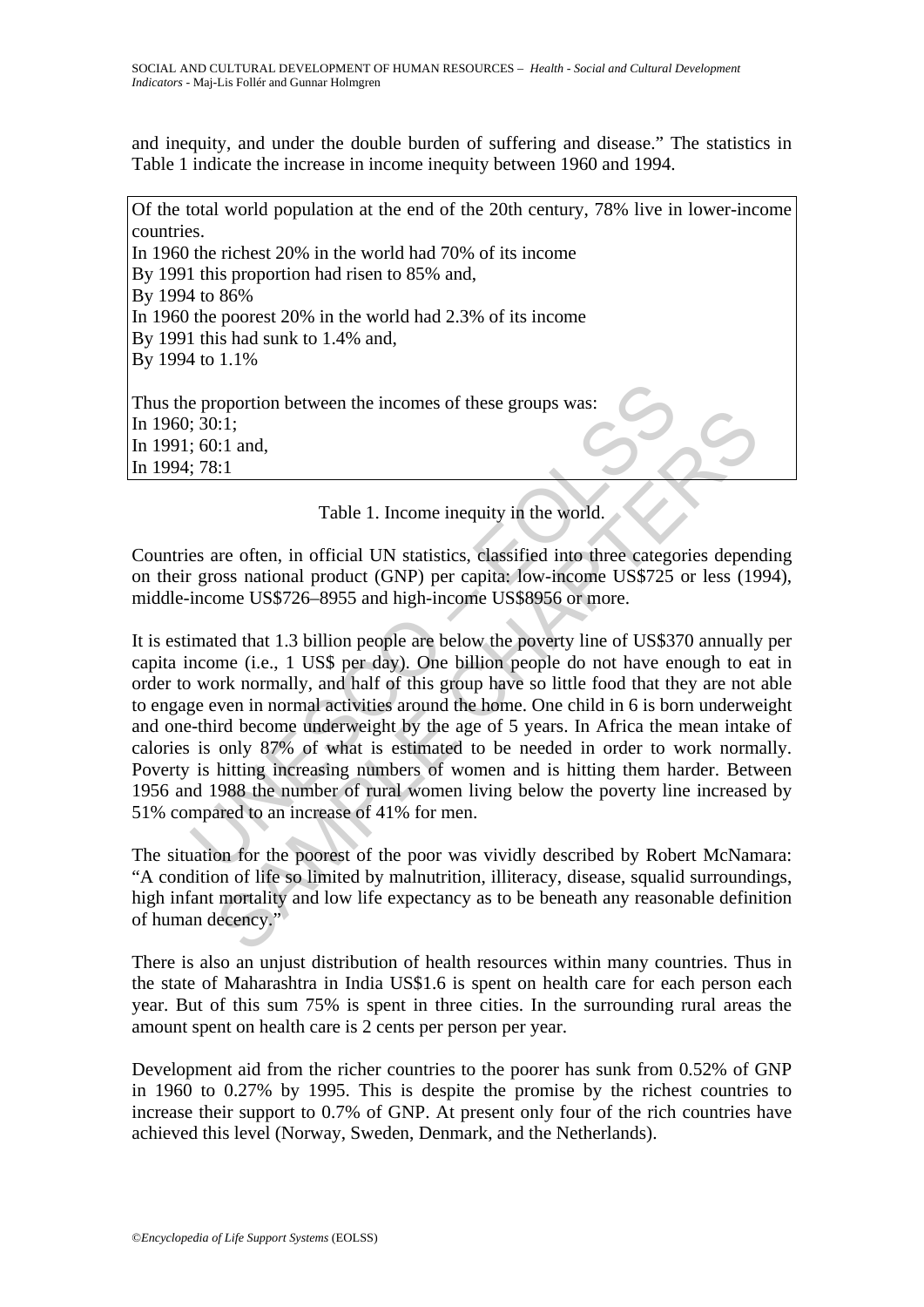and inequity, and under the double burden of suffering and disease." The statistics in Table 1 indicate the increase in income inequity between 1960 and 1994.

| Of the total world population at the end of the 20th century, 78% live in lower-income countries.<br>In 1960 the richest 20% in the world had 70% of its income<br>By 1991 this proportion had risen to 85% and,<br>By 1994 to 86%<br>In 1960 the poorest 20% in the world had 2.3% of its income<br>By 1991 this had sunk to 1.4% and,<br>By 1994 to 1.1%<br><br>Thus the proportion between the incomes of these groups was:<br>In 1960; 30:1;<br>In 1991; 60:1 and,<br>In 1994; 78:1 |
|---|

Table 1. Income inequity in the world.

Countries are often, in official UN statistics, classified into three categories depending on their gross national product (GNP) per capita: low-income US$725 or less (1994), middle-income US$726–8955 and high-income US$8956 or more.

It is estimated that 1.3 billion people are below the poverty line of US$370 annually per capita income (i.e., 1 US$ per day). One billion people do not have enough to eat in order to work normally, and half of this group have so little food that they are not able to engage even in normal activities around the home. One child in 6 is born underweight and one-third become underweight by the age of 5 years. In Africa the mean intake of calories is only 87% of what is estimated to be needed in order to work normally. Poverty is hitting increasing numbers of women and is hitting them harder. Between 1956 and 1988 the number of rural women living below the poverty line increased by 51% compared to an increase of 41% for men.

The situation for the poorest of the poor was vividly described by Robert McNamara: "A condition of life so limited by malnutrition, illiteracy, disease, squalid surroundings, high infant mortality and low life expectancy as to be beneath any reasonable definition of human decency."

There is also an unjust distribution of health resources within many countries. Thus in the state of Maharashtra in India US$1.6 is spent on health care for each person each year. But of this sum 75% is spent in three cities. In the surrounding rural areas the amount spent on health care is 2 cents per person per year.

Development aid from the richer countries to the poorer has sunk from 0.52% of GNP in 1960 to 0.27% by 1995. This is despite the promise by the richest countries to increase their support to 0.7% of GNP. At present only four of the rich countries have achieved this level (Norway, Sweden, Denmark, and the Netherlands).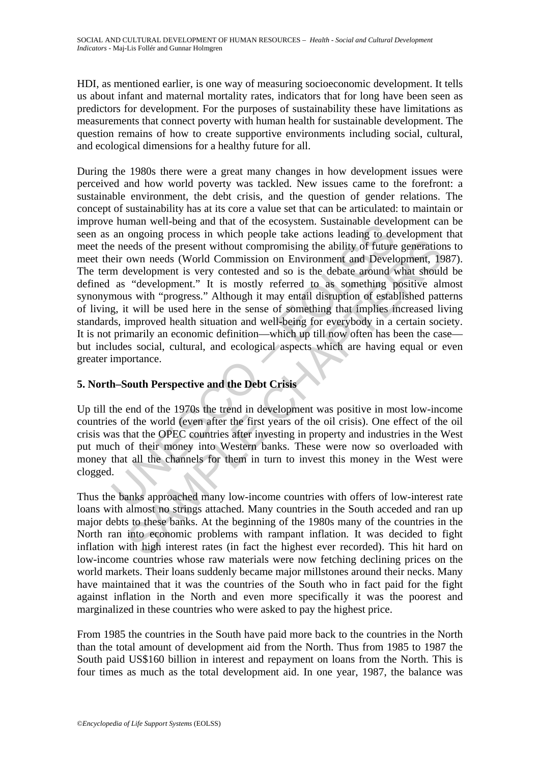HDI, as mentioned earlier, is one way of measuring socioeconomic development. It tells us about infant and maternal mortality rates, indicators that for long have been seen as predictors for development. For the purposes of sustainability these have limitations as measurements that connect poverty with human health for sustainable development. The question remains of how to create supportive environments including social, cultural, and ecological dimensions for a healthy future for all.

During the 1980s there were a great many changes in how development issues were perceived and how world poverty was tackled. New issues came to the forefront: a sustainable environment, the debt crisis, and the question of gender relations. The concept of sustainability has at its core a value set that can be articulated: to maintain or improve human well-being and that of the ecosystem. Sustainable development can be seen as an ongoing process in which people take actions leading to development that meet the needs of the present without compromising the ability of future generations to meet their own needs (World Commission on Environment and Development, 1987). The term development is very contested and so is the debate around what should be defined as "development." It is mostly referred to as something positive almost synonymous with "progress." Although it may entail disruption of established patterns of living, it will be used here in the sense of something that implies increased living standards, improved health situation and well-being for everybody in a certain society. It is not primarily an economic definition—which up till now often has been the case—but includes social, cultural, and ecological aspects which are having equal or even greater importance.

## 5. North–South Perspective and the Debt Crisis

Up till the end of the 1970s the trend in development was positive in most low-income countries of the world (even after the first years of the oil crisis). One effect of the oil crisis was that the OPEC countries after investing in property and industries in the West put much of their money into Western banks. These were now so overloaded with money that all the channels for them in turn to invest this money in the West were clogged.

Thus the banks approached many low-income countries with offers of low-interest rate loans with almost no strings attached. Many countries in the South acceded and ran up major debts to these banks. At the beginning of the 1980s many of the countries in the North ran into economic problems with rampant inflation. It was decided to fight inflation with high interest rates (in fact the highest ever recorded). This hit hard on low-income countries whose raw materials were now fetching declining prices on the world markets. Their loans suddenly became major millstones around their necks. Many have maintained that it was the countries of the South who in fact paid for the fight against inflation in the North and even more specifically it was the poorest and marginalized in these countries who were asked to pay the highest price.

From 1985 the countries in the South have paid more back to the countries in the North than the total amount of development aid from the North. Thus from 1985 to 1987 the South paid US$160 billion in interest and repayment on loans from the North. This is four times as much as the total development aid. In one year, 1987, the balance was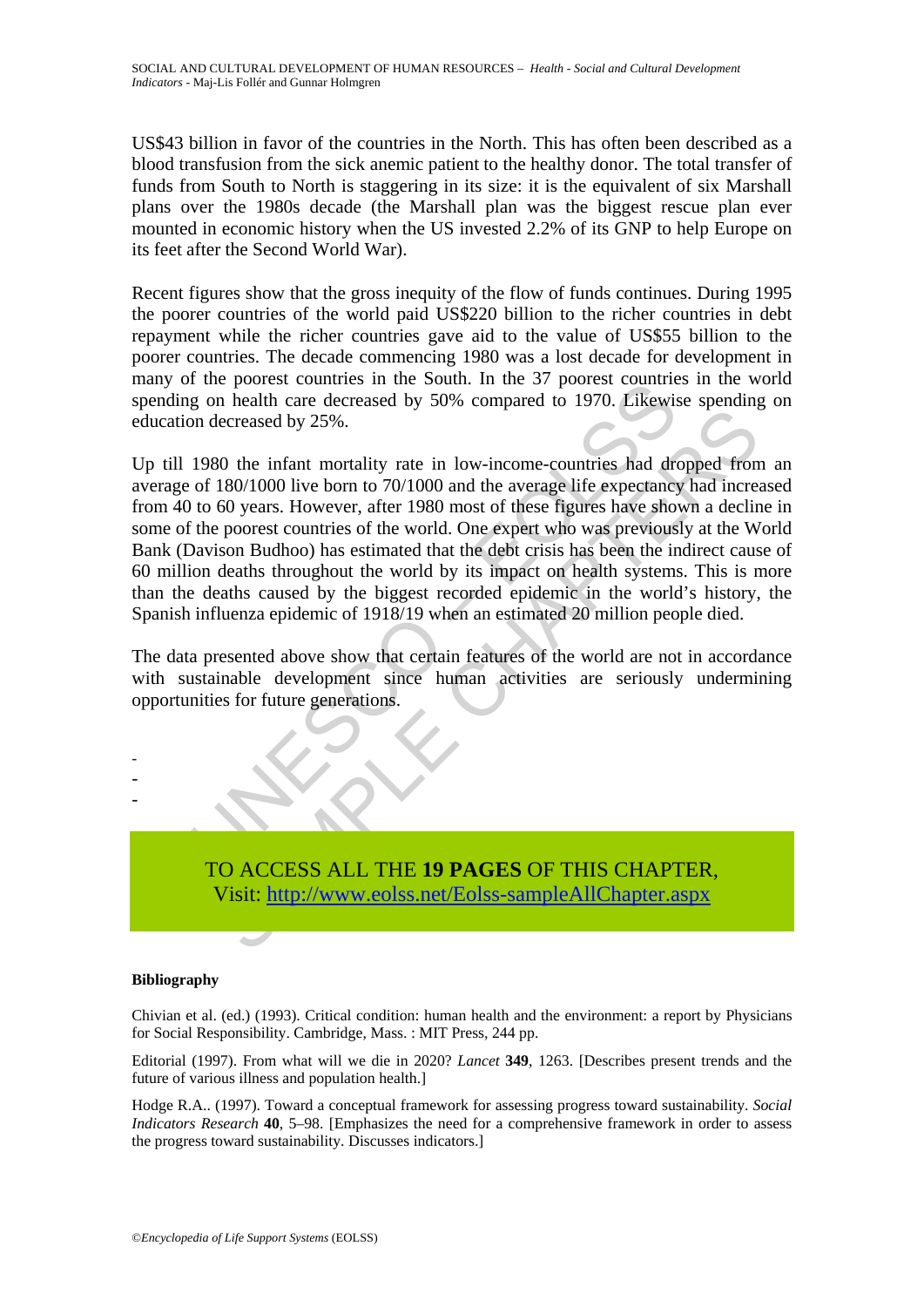US$43 billion in favor of the countries in the North. This has often been described as a blood transfusion from the sick anemic patient to the healthy donor. The total transfer of funds from South to North is staggering in its size: it is the equivalent of six Marshall plans over the 1980s decade (the Marshall plan was the biggest rescue plan ever mounted in economic history when the US invested 2.2% of its GNP to help Europe on its feet after the Second World War).

Recent figures show that the gross inequity of the flow of funds continues. During 1995 the poorer countries of the world paid US$220 billion to the richer countries in debt repayment while the richer countries gave aid to the value of US$55 billion to the poorer countries. The decade commencing 1980 was a lost decade for development in many of the poorest countries in the South. In the 37 poorest countries in the world spending on health care decreased by 50% compared to 1970. Likewise spending on education decreased by 25%.

Up till 1980 the infant mortality rate in low-income-countries had dropped from an average of 180/1000 live born to 70/1000 and the average life expectancy had increased from 40 to 60 years. However, after 1980 most of these figures have shown a decline in some of the poorest countries of the world. One expert who was previously at the World Bank (Davison Budhoo) has estimated that the debt crisis has been the indirect cause of 60 million deaths throughout the world by its impact on health systems. This is more than the deaths caused by the biggest recorded epidemic in the world's history, the Spanish influenza epidemic of 1918/19 when an estimated 20 million people died.

The data presented above show that certain features of the world are not in accordance with sustainable development since human activities are seriously undermining opportunities for future generations.

-
-
-

TO ACCESS ALL THE **19 PAGES** OF THIS CHAPTER,
Visit: http://www.eolss.net/Eolss-sampleAllChapter.aspx

**Bibliography**

Chivian et al. (ed.) (1993). Critical condition: human health and the environment: a report by Physicians for Social Responsibility. Cambridge, Mass. : MIT Press, 244 pp.

Editorial (1997). From what will we die in 2020? *Lancet* **349**, 1263. [Describes present trends and the future of various illness and population health.]

Hodge R.A.. (1997). Toward a conceptual framework for assessing progress toward sustainability. *Social Indicators Research* **40**, 5–98. [Emphasizes the need for a comprehensive framework in order to assess the progress toward sustainability. Discusses indicators.]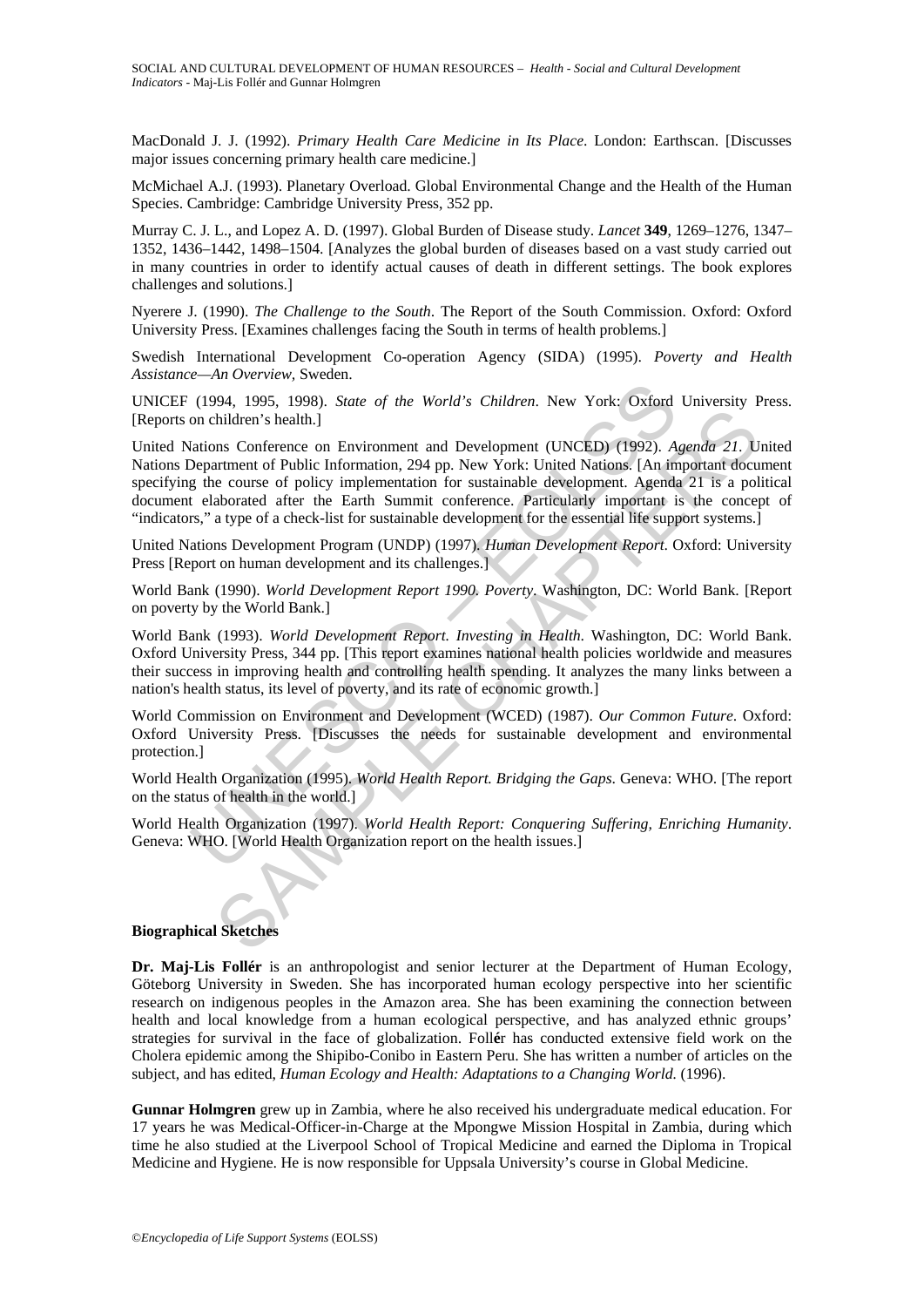MacDonald J. J. (1992). *Primary Health Care Medicine in Its Place*. London: Earthscan. [Discusses major issues concerning primary health care medicine.]

McMichael A.J. (1993). Planetary Overload. Global Environmental Change and the Health of the Human Species. Cambridge: Cambridge University Press, 352 pp.

Murray C. J. L., and Lopez A. D. (1997). Global Burden of Disease study. *Lancet* **349**, 1269–1276, 1347–1352, 1436–1442, 1498–1504. [Analyzes the global burden of diseases based on a vast study carried out in many countries in order to identify actual causes of death in different settings. The book explores challenges and solutions.]

Nyerere J. (1990). *The Challenge to the South*. The Report of the South Commission. Oxford: Oxford University Press. [Examines challenges facing the South in terms of health problems.]

Swedish International Development Co-operation Agency (SIDA) (1995). *Poverty and Health Assistance—An Overview*, Sweden.

UNICEF (1994, 1995, 1998). *State of the World's Children*. New York: Oxford University Press. [Reports on children's health.]

United Nations Conference on Environment and Development (UNCED) (1992). *Agenda 21*. United Nations Department of Public Information, 294 pp. New York: United Nations. [An important document specifying the course of policy implementation for sustainable development. Agenda 21 is a political document elaborated after the Earth Summit conference. Particularly important is the concept of "indicators," a type of a check-list for sustainable development for the essential life support systems.]

United Nations Development Program (UNDP) (1997). *Human Development Report*. Oxford: University Press [Report on human development and its challenges.]

World Bank (1990). *World Development Report 1990. Poverty*. Washington, DC: World Bank. [Report on poverty by the World Bank.]

World Bank (1993). *World Development Report. Investing in Health*. Washington, DC: World Bank. Oxford University Press, 344 pp. [This report examines national health policies worldwide and measures their success in improving health and controlling health spending. It analyzes the many links between a nation's health status, its level of poverty, and its rate of economic growth.]

World Commission on Environment and Development (WCED) (1987). *Our Common Future*. Oxford: Oxford University Press. [Discusses the needs for sustainable development and environmental protection.]

World Health Organization (1995). *World Health Report. Bridging the Gaps*. Geneva: WHO. [The report on the status of health in the world.]

World Health Organization (1997). *World Health Report: Conquering Suffering, Enriching Humanity*. Geneva: WHO. [World Health Organization report on the health issues.]

**Biographical Sketches**

**Dr. Maj-Lis Follér** is an anthropologist and senior lecturer at the Department of Human Ecology, Göteborg University in Sweden. She has incorporated human ecology perspective into her scientific research on indigenous peoples in the Amazon area. She has been examining the connection between health and local knowledge from a human ecological perspective, and has analyzed ethnic groups' strategies for survival in the face of globalization. Follér has conducted extensive field work on the Cholera epidemic among the Shipibo-Conibo in Eastern Peru. She has written a number of articles on the subject, and has edited, *Human Ecology and Health: Adaptations to a Changing World.* (1996).

**Gunnar Holmgren** grew up in Zambia, where he also received his undergraduate medical education. For 17 years he was Medical-Officer-in-Charge at the Mpongwe Mission Hospital in Zambia, during which time he also studied at the Liverpool School of Tropical Medicine and earned the Diploma in Tropical Medicine and Hygiene. He is now responsible for Uppsala University's course in Global Medicine.